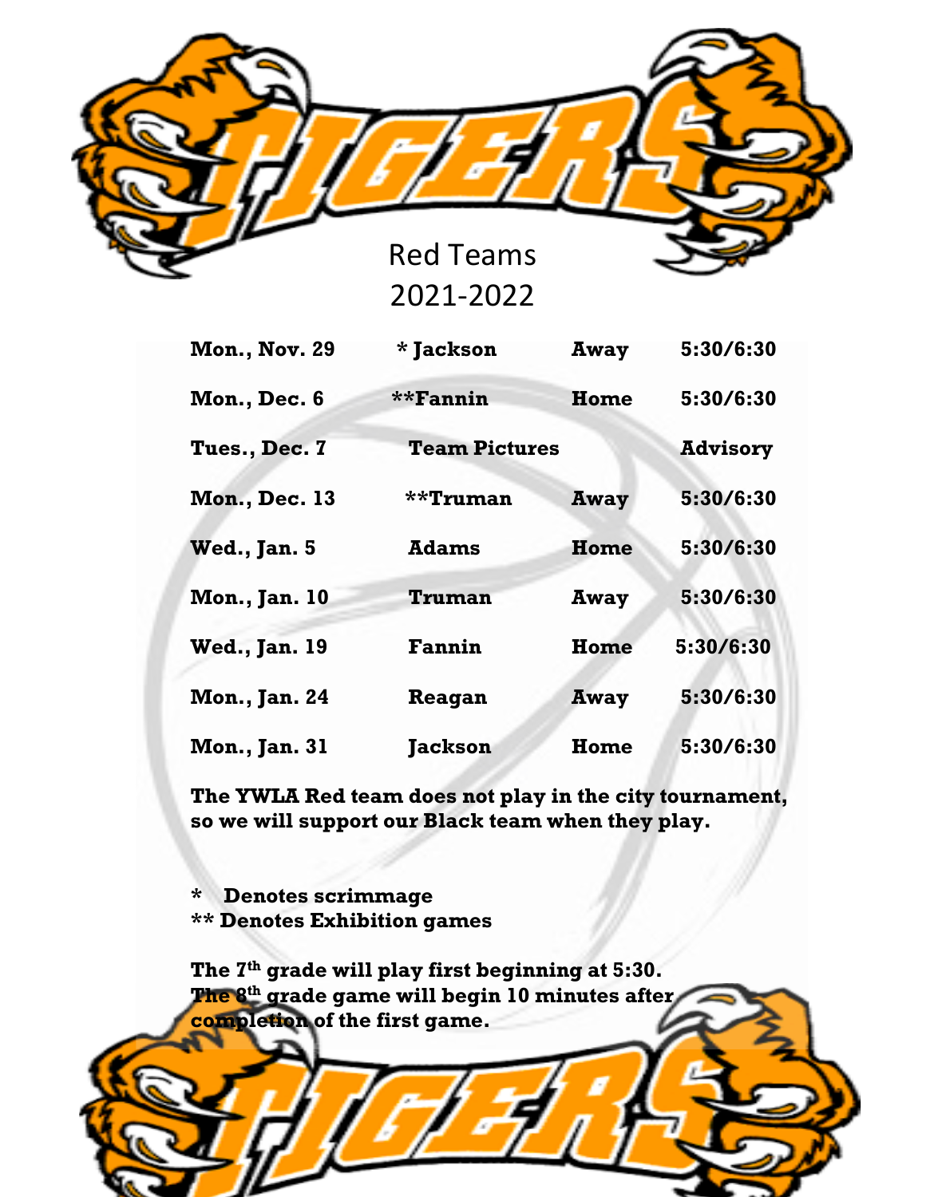# TIGERS

## Red Teams
## 2021-2022

| Date | Opponent | Location | Time |
|---|---|---|---|
| **Mon., Nov. 29** | *** Jackson** | **Away** | **5:30/6:30** |
| **Mon., Dec. 6** | ****Fannin** | **Home** | **5:30/6:30** |
| **Tues., Dec. 7** | **Team Pictures** | | **Advisory** |
| **Mon., Dec. 13** | ****Truman** | **Away** | **5:30/6:30** |
| **Wed., Jan. 5** | **Adams** | **Home** | **5:30/6:30** |
| **Mon., Jan. 10** | **Truman** | **Away** | **5:30/6:30** |
| **Wed., Jan. 19** | **Fannin** | **Home** | **5:30/6:30** |
| **Mon., Jan. 24** | **Reagan** | **Away** | **5:30/6:30** |
| **Mon., Jan. 31** | **Jackson** | **Home** | **5:30/6:30** |

**The YWLA Red team does not play in the city tournament, so we will support our Black team when they play.**

**\* Denotes scrimmage**
**\*\* Denotes Exhibition games**

**The 7th grade will play first beginning at 5:30. The 8th grade game will begin 10 minutes after completion of the first game.**

# TIGERS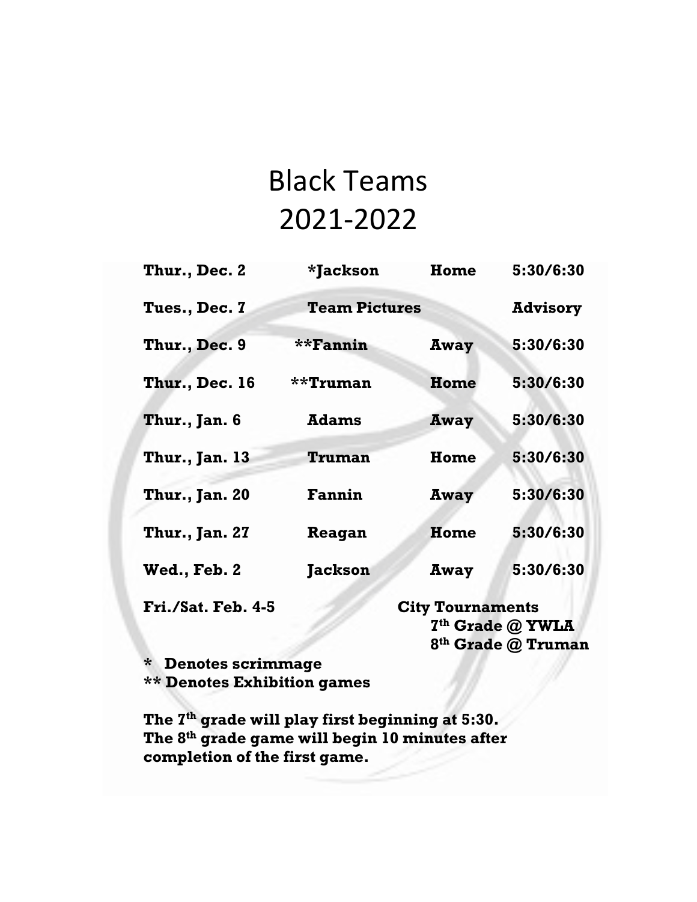# Black Teams
# 2021-2022

| | | | |
|---|---|---|---|
| **Thur., Dec. 2** | ***Jackson** | **Home** | **5:30/6:30** |
| **Tues., Dec. 7** | **Team Pictures** | | **Advisory** |
| **Thur., Dec. 9** | ****Fannin** | **Away** | **5:30/6:30** |
| **Thur., Dec. 16** | ****Truman** | **Home** | **5:30/6:30** |
| **Thur., Jan. 6** | **Adams** | **Away** | **5:30/6:30** |
| **Thur., Jan. 13** | **Truman** | **Home** | **5:30/6:30** |
| **Thur., Jan. 20** | **Fannin** | **Away** | **5:30/6:30** |
| **Thur., Jan. 27** | **Reagan** | **Home** | **5:30/6:30** |
| **Wed., Feb. 2** | **Jackson** | **Away** | **5:30/6:30** |
| **Fri./Sat. Feb. 4-5** | | **City Tournaments**<br>**7th Grade @ YWLA**<br>**8th Grade @ Truman** | |

**\* Denotes scrimmage**
**\*\* Denotes Exhibition games**

**The 7th grade will play first beginning at 5:30.**
**The 8th grade game will begin 10 minutes after completion of the first game.**